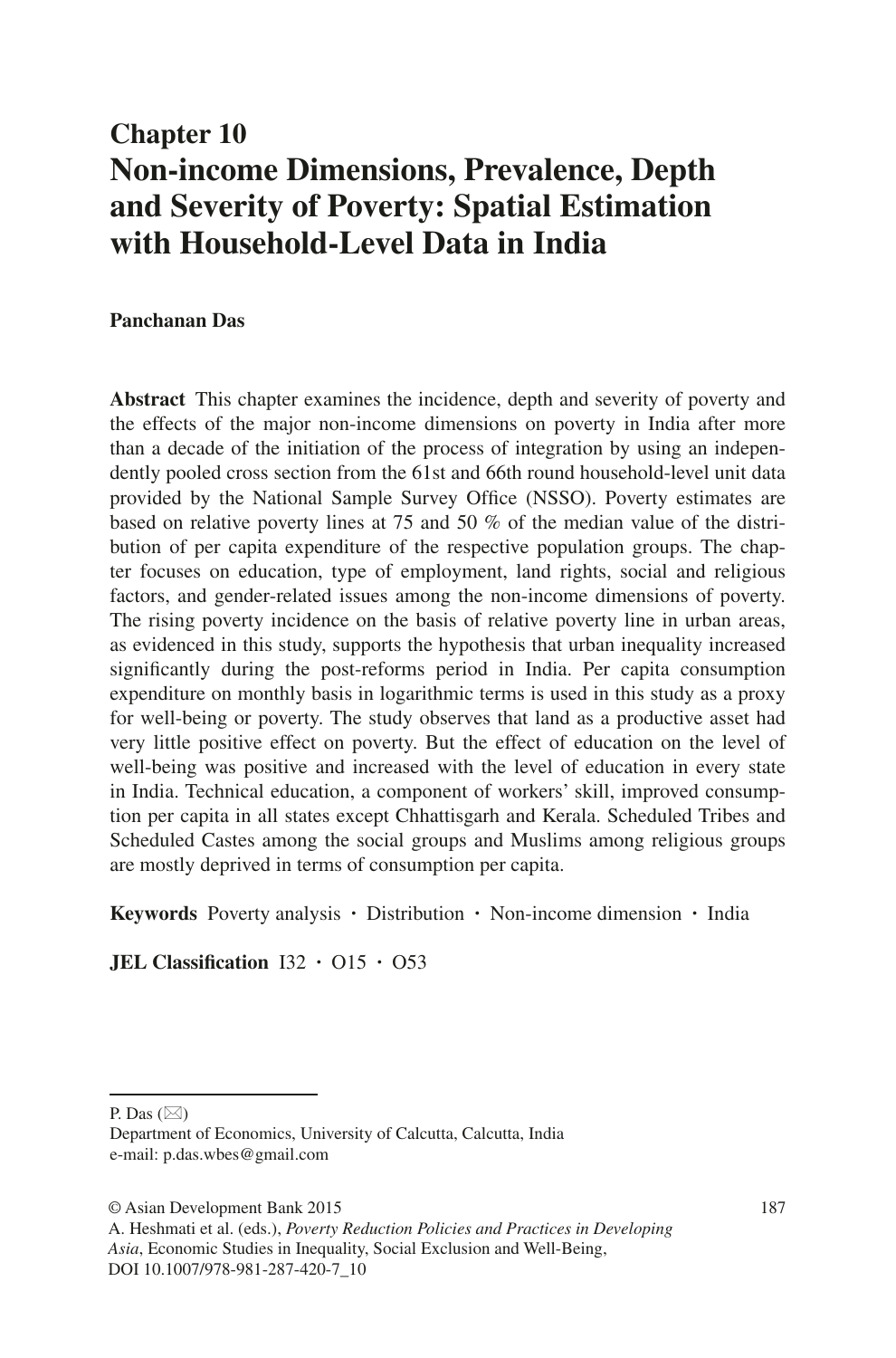# Chapter 10
# Non-income Dimensions, Prevalence, Depth and Severity of Poverty: Spatial Estimation with Household-Level Data in India

**Panchanan Das**

**Abstract** This chapter examines the incidence, depth and severity of poverty and the effects of the major non-income dimensions on poverty in India after more than a decade of the initiation of the process of integration by using an independently pooled cross section from the 61st and 66th round household-level unit data provided by the National Sample Survey Office (NSSO). Poverty estimates are based on relative poverty lines at 75 and 50 % of the median value of the distribution of per capita expenditure of the respective population groups. The chapter focuses on education, type of employment, land rights, social and religious factors, and gender-related issues among the non-income dimensions of poverty. The rising poverty incidence on the basis of relative poverty line in urban areas, as evidenced in this study, supports the hypothesis that urban inequality increased significantly during the post-reforms period in India. Per capita consumption expenditure on monthly basis in logarithmic terms is used in this study as a proxy for well-being or poverty. The study observes that land as a productive asset had very little positive effect on poverty. But the effect of education on the level of well-being was positive and increased with the level of education in every state in India. Technical education, a component of workers' skill, improved consumption per capita in all states except Chhattisgarh and Kerala. Scheduled Tribes and Scheduled Castes among the social groups and Muslims among religious groups are mostly deprived in terms of consumption per capita.

**Keywords** Poverty analysis · Distribution · Non-income dimension · India

**JEL Classification** I32 · O15 · O53

---

P. Das (✉)
Department of Economics, University of Calcutta, Calcutta, India
e-mail: p.das.wbes@gmail.com

© Asian Development Bank 2015
A. Heshmati et al. (eds.), *Poverty Reduction Policies and Practices in Developing Asia*, Economic Studies in Inequality, Social Exclusion and Well-Being,
DOI 10.1007/978-981-287-420-7_10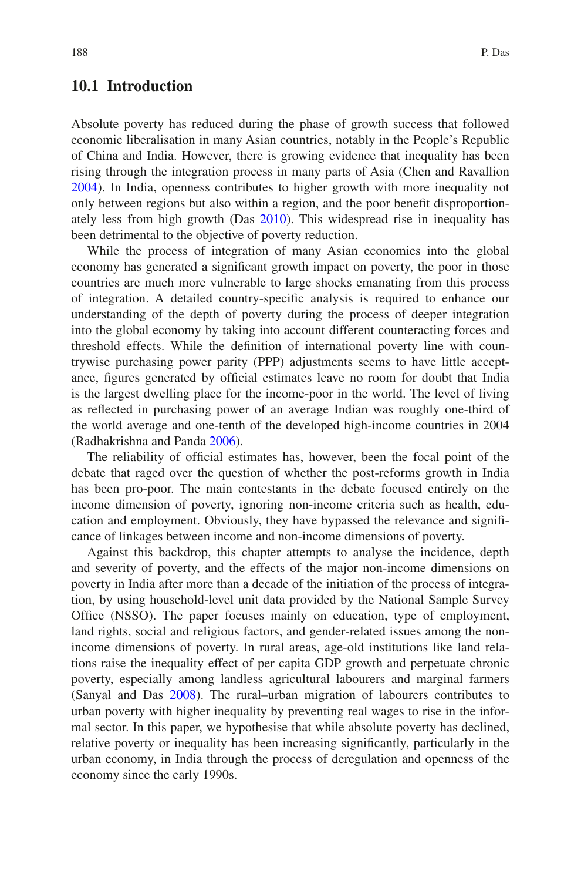## 10.1 Introduction

Absolute poverty has reduced during the phase of growth success that followed economic liberalisation in many Asian countries, notably in the People's Republic of China and India. However, there is growing evidence that inequality has been rising through the integration process in many parts of Asia (Chen and Ravallion 2004). In India, openness contributes to higher growth with more inequality not only between regions but also within a region, and the poor benefit disproportionately less from high growth (Das 2010). This widespread rise in inequality has been detrimental to the objective of poverty reduction.

While the process of integration of many Asian economies into the global economy has generated a significant growth impact on poverty, the poor in those countries are much more vulnerable to large shocks emanating from this process of integration. A detailed country-specific analysis is required to enhance our understanding of the depth of poverty during the process of deeper integration into the global economy by taking into account different counteracting forces and threshold effects. While the definition of international poverty line with countrywise purchasing power parity (PPP) adjustments seems to have little acceptance, figures generated by official estimates leave no room for doubt that India is the largest dwelling place for the income-poor in the world. The level of living as reflected in purchasing power of an average Indian was roughly one-third of the world average and one-tenth of the developed high-income countries in 2004 (Radhakrishna and Panda 2006).

The reliability of official estimates has, however, been the focal point of the debate that raged over the question of whether the post-reforms growth in India has been pro-poor. The main contestants in the debate focused entirely on the income dimension of poverty, ignoring non-income criteria such as health, education and employment. Obviously, they have bypassed the relevance and significance of linkages between income and non-income dimensions of poverty.

Against this backdrop, this chapter attempts to analyse the incidence, depth and severity of poverty, and the effects of the major non-income dimensions on poverty in India after more than a decade of the initiation of the process of integration, by using household-level unit data provided by the National Sample Survey Office (NSSO). The paper focuses mainly on education, type of employment, land rights, social and religious factors, and gender-related issues among the non-income dimensions of poverty. In rural areas, age-old institutions like land relations raise the inequality effect of per capita GDP growth and perpetuate chronic poverty, especially among landless agricultural labourers and marginal farmers (Sanyal and Das 2008). The rural–urban migration of labourers contributes to urban poverty with higher inequality by preventing real wages to rise in the informal sector. In this paper, we hypothesise that while absolute poverty has declined, relative poverty or inequality has been increasing significantly, particularly in the urban economy, in India through the process of deregulation and openness of the economy since the early 1990s.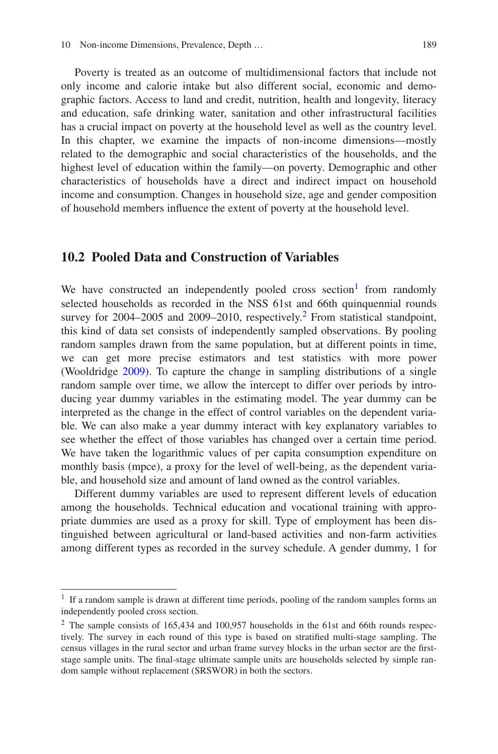Poverty is treated as an outcome of multidimensional factors that include not only income and calorie intake but also different social, economic and demographic factors. Access to land and credit, nutrition, health and longevity, literacy and education, safe drinking water, sanitation and other infrastructural facilities has a crucial impact on poverty at the household level as well as the country level. In this chapter, we examine the impacts of non-income dimensions—mostly related to the demographic and social characteristics of the households, and the highest level of education within the family—on poverty. Demographic and other characteristics of households have a direct and indirect impact on household income and consumption. Changes in household size, age and gender composition of household members influence the extent of poverty at the household level.

## 10.2 Pooled Data and Construction of Variables

We have constructed an independently pooled cross section[1] from randomly selected households as recorded in the NSS 61st and 66th quinquennial rounds survey for 2004–2005 and 2009–2010, respectively.[2] From statistical standpoint, this kind of data set consists of independently sampled observations. By pooling random samples drawn from the same population, but at different points in time, we can get more precise estimators and test statistics with more power (Wooldridge 2009). To capture the change in sampling distributions of a single random sample over time, we allow the intercept to differ over periods by introducing year dummy variables in the estimating model. The year dummy can be interpreted as the change in the effect of control variables on the dependent variable. We can also make a year dummy interact with key explanatory variables to see whether the effect of those variables has changed over a certain time period. We have taken the logarithmic values of per capita consumption expenditure on monthly basis (mpce), a proxy for the level of well-being, as the dependent variable, and household size and amount of land owned as the control variables.

Different dummy variables are used to represent different levels of education among the households. Technical education and vocational training with appropriate dummies are used as a proxy for skill. Type of employment has been distinguished between agricultural or land-based activities and non-farm activities among different types as recorded in the survey schedule. A gender dummy, 1 for

---

[1] If a random sample is drawn at different time periods, pooling of the random samples forms an independently pooled cross section.

[2] The sample consists of 165,434 and 100,957 households in the 61st and 66th rounds respectively. The survey in each round of this type is based on stratified multi-stage sampling. The census villages in the rural sector and urban frame survey blocks in the urban sector are the first-stage sample units. The final-stage ultimate sample units are households selected by simple random sample without replacement (SRSWOR) in both the sectors.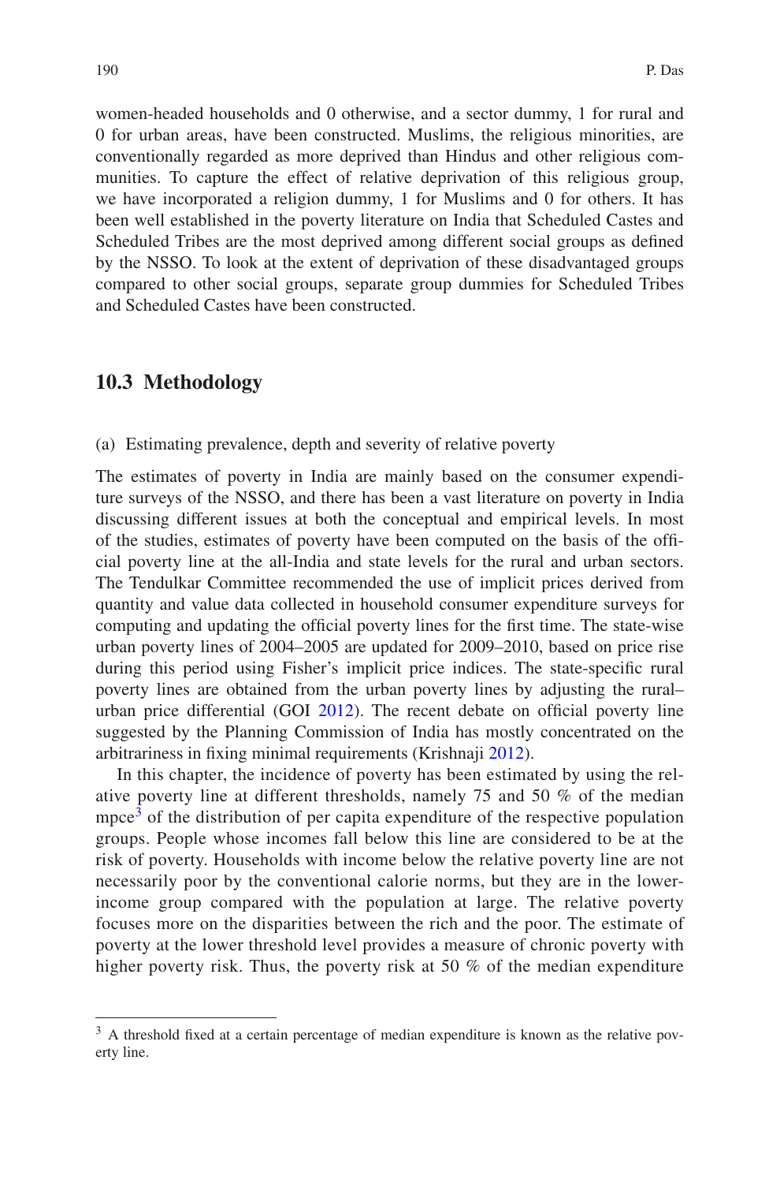women-headed households and 0 otherwise, and a sector dummy, 1 for rural and 0 for urban areas, have been constructed. Muslims, the religious minorities, are conventionally regarded as more deprived than Hindus and other religious communities. To capture the effect of relative deprivation of this religious group, we have incorporated a religion dummy, 1 for Muslims and 0 for others. It has been well established in the poverty literature on India that Scheduled Castes and Scheduled Tribes are the most deprived among different social groups as defined by the NSSO. To look at the extent of deprivation of these disadvantaged groups compared to other social groups, separate group dummies for Scheduled Tribes and Scheduled Castes have been constructed.

## 10.3 Methodology

(a) Estimating prevalence, depth and severity of relative poverty

The estimates of poverty in India are mainly based on the consumer expenditure surveys of the NSSO, and there has been a vast literature on poverty in India discussing different issues at both the conceptual and empirical levels. In most of the studies, estimates of poverty have been computed on the basis of the official poverty line at the all-India and state levels for the rural and urban sectors. The Tendulkar Committee recommended the use of implicit prices derived from quantity and value data collected in household consumer expenditure surveys for computing and updating the official poverty lines for the first time. The state-wise urban poverty lines of 2004–2005 are updated for 2009–2010, based on price rise during this period using Fisher's implicit price indices. The state-specific rural poverty lines are obtained from the urban poverty lines by adjusting the rural–urban price differential (GOI 2012). The recent debate on official poverty line suggested by the Planning Commission of India has mostly concentrated on the arbitrariness in fixing minimal requirements (Krishnaji 2012).

In this chapter, the incidence of poverty has been estimated by using the relative poverty line at different thresholds, namely 75 and 50 % of the median mpce[3] of the distribution of per capita expenditure of the respective population groups. People whose incomes fall below this line are considered to be at the risk of poverty. Households with income below the relative poverty line are not necessarily poor by the conventional calorie norms, but they are in the lower-income group compared with the population at large. The relative poverty focuses more on the disparities between the rich and the poor. The estimate of poverty at the lower threshold level provides a measure of chronic poverty with higher poverty risk. Thus, the poverty risk at 50 % of the median expenditure

[3] A threshold fixed at a certain percentage of median expenditure is known as the relative poverty line.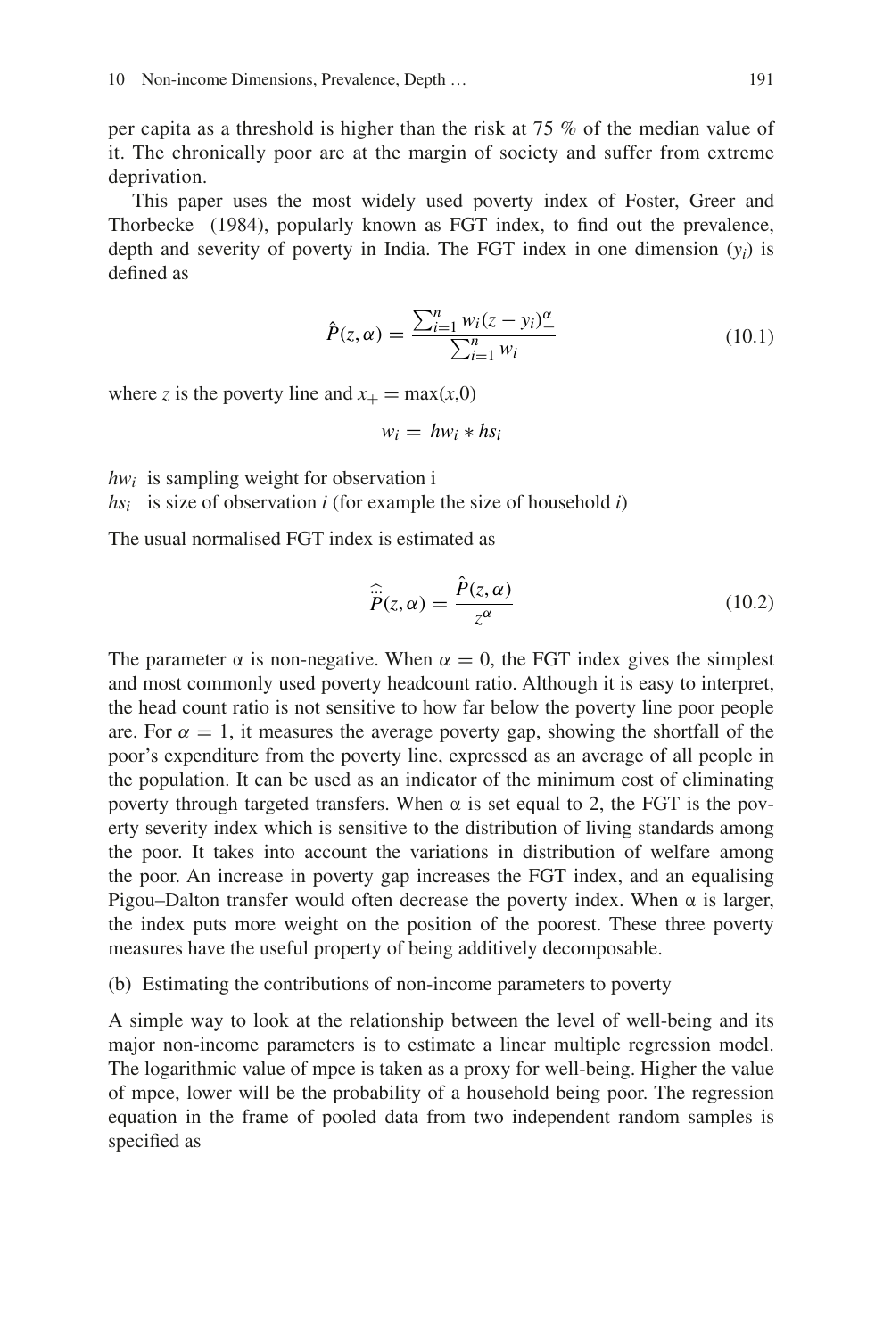per capita as a threshold is higher than the risk at 75 % of the median value of it. The chronically poor are at the margin of society and suffer from extreme deprivation.

This paper uses the most widely used poverty index of Foster, Greer and Thorbecke (1984), popularly known as FGT index, to find out the prevalence, depth and severity of poverty in India. The FGT index in one dimension ($y_i$) is defined as

$$\hat{P}(z, \alpha) = \frac{\sum_{i=1}^{n} w_i (z - y_i)_+^{\alpha}}{\sum_{i=1}^{n} w_i} \tag{10.1}$$

where $z$ is the poverty line and $x_+ = \max(x, 0)$

$$w_i = hw_i * hs_i$$

$hw_i$ is sampling weight for observation i
$hs_i$ is size of observation $i$ (for example the size of household $i$)

The usual normalised FGT index is estimated as

$$\hat{\ddot{P}}(z, \alpha) = \frac{\hat{P}(z, \alpha)}{z^{\alpha}} \tag{10.2}$$

The parameter α is non-negative. When $\alpha = 0$, the FGT index gives the simplest and most commonly used poverty headcount ratio. Although it is easy to interpret, the head count ratio is not sensitive to how far below the poverty line poor people are. For $\alpha = 1$, it measures the average poverty gap, showing the shortfall of the poor's expenditure from the poverty line, expressed as an average of all people in the population. It can be used as an indicator of the minimum cost of eliminating poverty through targeted transfers. When α is set equal to 2, the FGT is the poverty severity index which is sensitive to the distribution of living standards among the poor. It takes into account the variations in distribution of welfare among the poor. An increase in poverty gap increases the FGT index, and an equalising Pigou–Dalton transfer would often decrease the poverty index. When α is larger, the index puts more weight on the position of the poorest. These three poverty measures have the useful property of being additively decomposable.

(b) Estimating the contributions of non-income parameters to poverty

A simple way to look at the relationship between the level of well-being and its major non-income parameters is to estimate a linear multiple regression model. The logarithmic value of mpce is taken as a proxy for well-being. Higher the value of mpce, lower will be the probability of a household being poor. The regression equation in the frame of pooled data from two independent random samples is specified as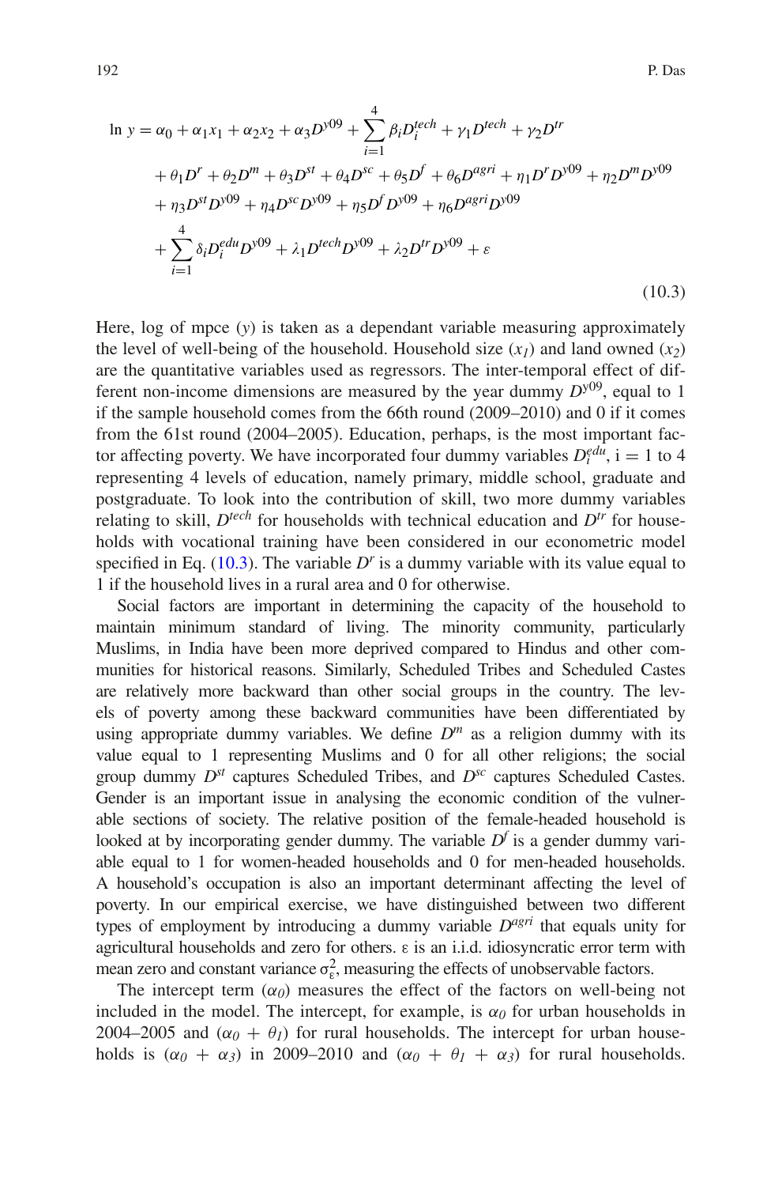$$
\begin{aligned}
\ln y = {} & \alpha_0 + \alpha_1 x_1 + \alpha_2 x_2 + \alpha_3 D^{y09} + \sum_{i=1}^{4} \beta_i D_i^{tech} + \gamma_1 D^{tech} + \gamma_2 D^{tr} \\
& + \theta_1 D^r + \theta_2 D^m + \theta_3 D^{st} + \theta_4 D^{sc} + \theta_5 D^f + \theta_6 D^{agri} + \eta_1 D^r D^{y09} + \eta_2 D^m D^{y09} \\
& + \eta_3 D^{st} D^{y09} + \eta_4 D^{sc} D^{y09} + \eta_5 D^f D^{y09} + \eta_6 D^{agri} D^{y09} \\
& + \sum_{i=1}^{4} \delta_i D_i^{edu} D^{y09} + \lambda_1 D^{tech} D^{y09} + \lambda_2 D^{tr} D^{y09} + \varepsilon
\end{aligned}
\tag{10.3}
$$

Here, log of mpce ($y$) is taken as a dependant variable measuring approximately the level of well-being of the household. Household size ($x_1$) and land owned ($x_2$) are the quantitative variables used as regressors. The inter-temporal effect of different non-income dimensions are measured by the year dummy $D^{y09}$, equal to 1 if the sample household comes from the 66th round (2009–2010) and 0 if it comes from the 61st round (2004–2005). Education, perhaps, is the most important factor affecting poverty. We have incorporated four dummy variables $D_i^{edu}$, i = 1 to 4 representing 4 levels of education, namely primary, middle school, graduate and postgraduate. To look into the contribution of skill, two more dummy variables relating to skill, $D^{tech}$ for households with technical education and $D^{tr}$ for households with vocational training have been considered in our econometric model specified in Eq. (10.3). The variable $D^r$ is a dummy variable with its value equal to 1 if the household lives in a rural area and 0 for otherwise.

Social factors are important in determining the capacity of the household to maintain minimum standard of living. The minority community, particularly Muslims, in India have been more deprived compared to Hindus and other communities for historical reasons. Similarly, Scheduled Tribes and Scheduled Castes are relatively more backward than other social groups in the country. The levels of poverty among these backward communities have been differentiated by using appropriate dummy variables. We define $D^m$ as a religion dummy with its value equal to 1 representing Muslims and 0 for all other religions; the social group dummy $D^{st}$ captures Scheduled Tribes, and $D^{sc}$ captures Scheduled Castes. Gender is an important issue in analysing the economic condition of the vulnerable sections of society. The relative position of the female-headed household is looked at by incorporating gender dummy. The variable $D^f$ is a gender dummy variable equal to 1 for women-headed households and 0 for men-headed households. A household's occupation is also an important determinant affecting the level of poverty. In our empirical exercise, we have distinguished between two different types of employment by introducing a dummy variable $D^{agri}$ that equals unity for agricultural households and zero for others. ε is an i.i.d. idiosyncratic error term with mean zero and constant variance $\sigma_\varepsilon^2$, measuring the effects of unobservable factors.

The intercept term ($\alpha_0$) measures the effect of the factors on well-being not included in the model. The intercept, for example, is $\alpha_0$ for urban households in 2004–2005 and ($\alpha_0 + \theta_1$) for rural households. The intercept for urban households is ($\alpha_0 + \alpha_3$) in 2009–2010 and ($\alpha_0 + \theta_1 + \alpha_3$) for rural households.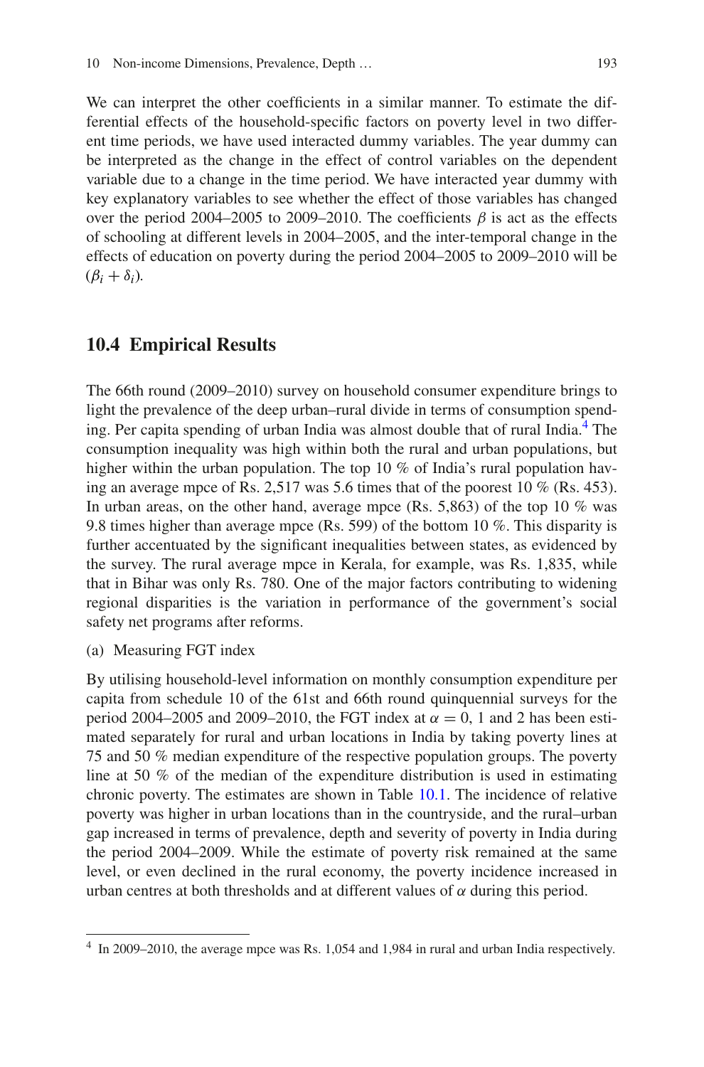We can interpret the other coefficients in a similar manner. To estimate the differential effects of the household-specific factors on poverty level in two different time periods, we have used interacted dummy variables. The year dummy can be interpreted as the change in the effect of control variables on the dependent variable due to a change in the time period. We have interacted year dummy with key explanatory variables to see whether the effect of those variables has changed over the period 2004–2005 to 2009–2010. The coefficients $\beta$ is act as the effects of schooling at different levels in 2004–2005, and the inter-temporal change in the effects of education on poverty during the period 2004–2005 to 2009–2010 will be $(\beta_i + \delta_i)$.

## 10.4 Empirical Results

The 66th round (2009–2010) survey on household consumer expenditure brings to light the prevalence of the deep urban–rural divide in terms of consumption spending. Per capita spending of urban India was almost double that of rural India.[4] The consumption inequality was high within both the rural and urban populations, but higher within the urban population. The top 10 % of India's rural population having an average mpce of Rs. 2,517 was 5.6 times that of the poorest 10 % (Rs. 453). In urban areas, on the other hand, average mpce (Rs. 5,863) of the top 10 % was 9.8 times higher than average mpce (Rs. 599) of the bottom 10 %. This disparity is further accentuated by the significant inequalities between states, as evidenced by the survey. The rural average mpce in Kerala, for example, was Rs. 1,835, while that in Bihar was only Rs. 780. One of the major factors contributing to widening regional disparities is the variation in performance of the government's social safety net programs after reforms.

(a) Measuring FGT index

By utilising household-level information on monthly consumption expenditure per capita from schedule 10 of the 61st and 66th round quinquennial surveys for the period 2004–2005 and 2009–2010, the FGT index at $\alpha = 0$, 1 and 2 has been estimated separately for rural and urban locations in India by taking poverty lines at 75 and 50 % median expenditure of the respective population groups. The poverty line at 50 % of the median of the expenditure distribution is used in estimating chronic poverty. The estimates are shown in Table 10.1. The incidence of relative poverty was higher in urban locations than in the countryside, and the rural–urban gap increased in terms of prevalence, depth and severity of poverty in India during the period 2004–2009. While the estimate of poverty risk remained at the same level, or even declined in the rural economy, the poverty incidence increased in urban centres at both thresholds and at different values of $\alpha$ during this period.

[4] In 2009–2010, the average mpce was Rs. 1,054 and 1,984 in rural and urban India respectively.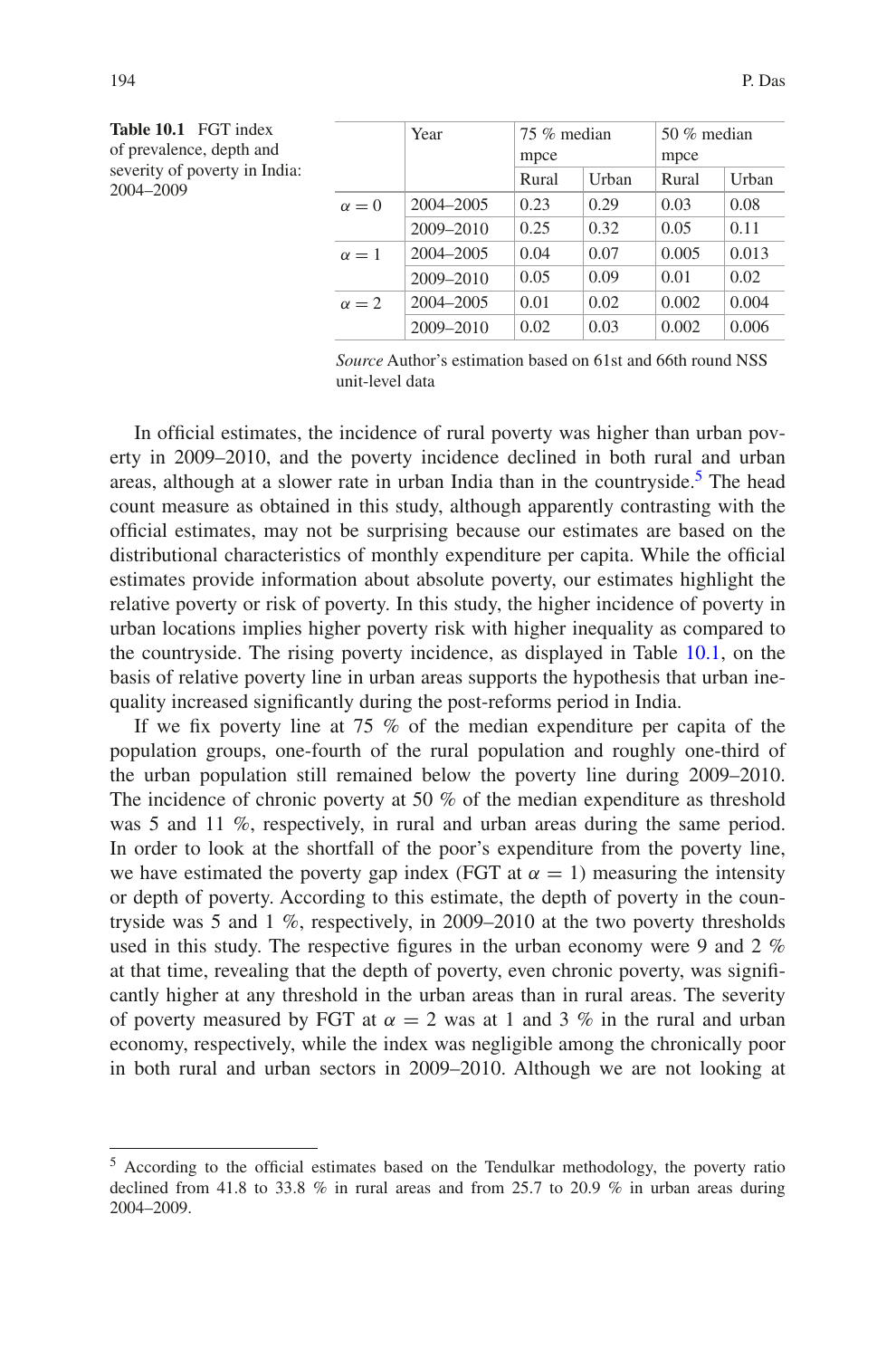**Table 10.1** FGT index of prevalence, depth and severity of poverty in India: 2004–2009

| | Year | 75 % median mpce | | 50 % median mpce | |
|---|---|---|---|---|---|
| | | Rural | Urban | Rural | Urban |
| $\alpha = 0$ | 2004–2005 | 0.23 | 0.29 | 0.03 | 0.08 |
| | 2009–2010 | 0.25 | 0.32 | 0.05 | 0.11 |
| $\alpha = 1$ | 2004–2005 | 0.04 | 0.07 | 0.005 | 0.013 |
| | 2009–2010 | 0.05 | 0.09 | 0.01 | 0.02 |
| $\alpha = 2$ | 2004–2005 | 0.01 | 0.02 | 0.002 | 0.004 |
| | 2009–2010 | 0.02 | 0.03 | 0.002 | 0.006 |

*Source* Author's estimation based on 61st and 66th round NSS unit-level data

In official estimates, the incidence of rural poverty was higher than urban poverty in 2009–2010, and the poverty incidence declined in both rural and urban areas, although at a slower rate in urban India than in the countryside.[5] The head count measure as obtained in this study, although apparently contrasting with the official estimates, may not be surprising because our estimates are based on the distributional characteristics of monthly expenditure per capita. While the official estimates provide information about absolute poverty, our estimates highlight the relative poverty or risk of poverty. In this study, the higher incidence of poverty in urban locations implies higher poverty risk with higher inequality as compared to the countryside. The rising poverty incidence, as displayed in Table 10.1, on the basis of relative poverty line in urban areas supports the hypothesis that urban inequality increased significantly during the post-reforms period in India.

If we fix poverty line at 75 % of the median expenditure per capita of the population groups, one-fourth of the rural population and roughly one-third of the urban population still remained below the poverty line during 2009–2010. The incidence of chronic poverty at 50 % of the median expenditure as threshold was 5 and 11 %, respectively, in rural and urban areas during the same period. In order to look at the shortfall of the poor's expenditure from the poverty line, we have estimated the poverty gap index (FGT at $\alpha = 1$) measuring the intensity or depth of poverty. According to this estimate, the depth of poverty in the countryside was 5 and 1 %, respectively, in 2009–2010 at the two poverty thresholds used in this study. The respective figures in the urban economy were 9 and 2 % at that time, revealing that the depth of poverty, even chronic poverty, was significantly higher at any threshold in the urban areas than in rural areas. The severity of poverty measured by FGT at $\alpha = 2$ was at 1 and 3 % in the rural and urban economy, respectively, while the index was negligible among the chronically poor in both rural and urban sectors in 2009–2010. Although we are not looking at

---

[5] According to the official estimates based on the Tendulkar methodology, the poverty ratio declined from 41.8 to 33.8 % in rural areas and from 25.7 to 20.9 % in urban areas during 2004–2009.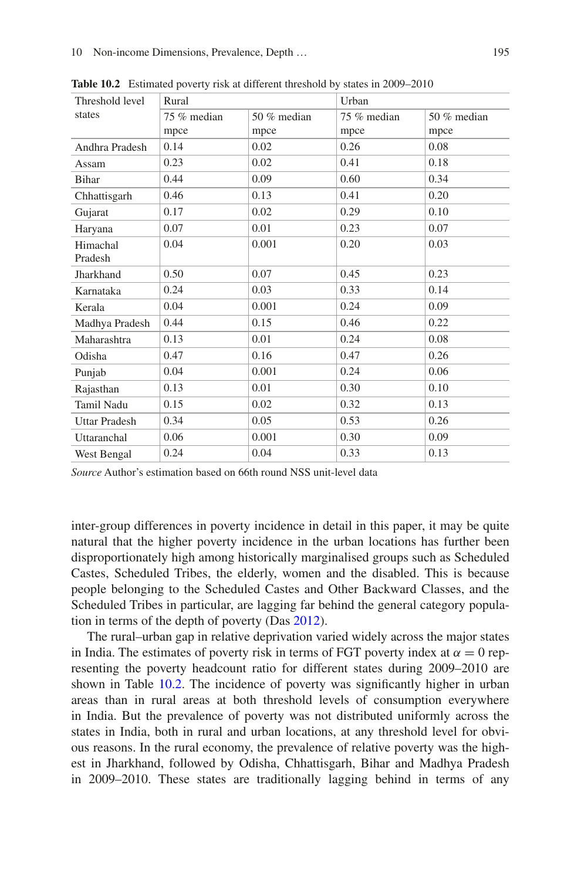**Table 10.2** Estimated poverty risk at different threshold by states in 2009–2010

| Threshold level states | Rural | | Urban | |
|---|---|---|---|---|
| | 75 % median mpce | 50 % median mpce | 75 % median mpce | 50 % median mpce |
| Andhra Pradesh | 0.14 | 0.02 | 0.26 | 0.08 |
| Assam | 0.23 | 0.02 | 0.41 | 0.18 |
| Bihar | 0.44 | 0.09 | 0.60 | 0.34 |
| Chhattisgarh | 0.46 | 0.13 | 0.41 | 0.20 |
| Gujarat | 0.17 | 0.02 | 0.29 | 0.10 |
| Haryana | 0.07 | 0.01 | 0.23 | 0.07 |
| Himachal Pradesh | 0.04 | 0.001 | 0.20 | 0.03 |
| Jharkhand | 0.50 | 0.07 | 0.45 | 0.23 |
| Karnataka | 0.24 | 0.03 | 0.33 | 0.14 |
| Kerala | 0.04 | 0.001 | 0.24 | 0.09 |
| Madhya Pradesh | 0.44 | 0.15 | 0.46 | 0.22 |
| Maharashtra | 0.13 | 0.01 | 0.24 | 0.08 |
| Odisha | 0.47 | 0.16 | 0.47 | 0.26 |
| Punjab | 0.04 | 0.001 | 0.24 | 0.06 |
| Rajasthan | 0.13 | 0.01 | 0.30 | 0.10 |
| Tamil Nadu | 0.15 | 0.02 | 0.32 | 0.13 |
| Uttar Pradesh | 0.34 | 0.05 | 0.53 | 0.26 |
| Uttaranchal | 0.06 | 0.001 | 0.30 | 0.09 |
| West Bengal | 0.24 | 0.04 | 0.33 | 0.13 |

*Source* Author's estimation based on 66th round NSS unit-level data

inter-group differences in poverty incidence in detail in this paper, it may be quite natural that the higher poverty incidence in the urban locations has further been disproportionately high among historically marginalised groups such as Scheduled Castes, Scheduled Tribes, the elderly, women and the disabled. This is because people belonging to the Scheduled Castes and Other Backward Classes, and the Scheduled Tribes in particular, are lagging far behind the general category population in terms of the depth of poverty (Das 2012).

The rural–urban gap in relative deprivation varied widely across the major states in India. The estimates of poverty risk in terms of FGT poverty index at $\alpha = 0$ representing the poverty headcount ratio for different states during 2009–2010 are shown in Table 10.2. The incidence of poverty was significantly higher in urban areas than in rural areas at both threshold levels of consumption everywhere in India. But the prevalence of poverty was not distributed uniformly across the states in India, both in rural and urban locations, at any threshold level for obvious reasons. In the rural economy, the prevalence of relative poverty was the highest in Jharkhand, followed by Odisha, Chhattisgarh, Bihar and Madhya Pradesh in 2009–2010. These states are traditionally lagging behind in terms of any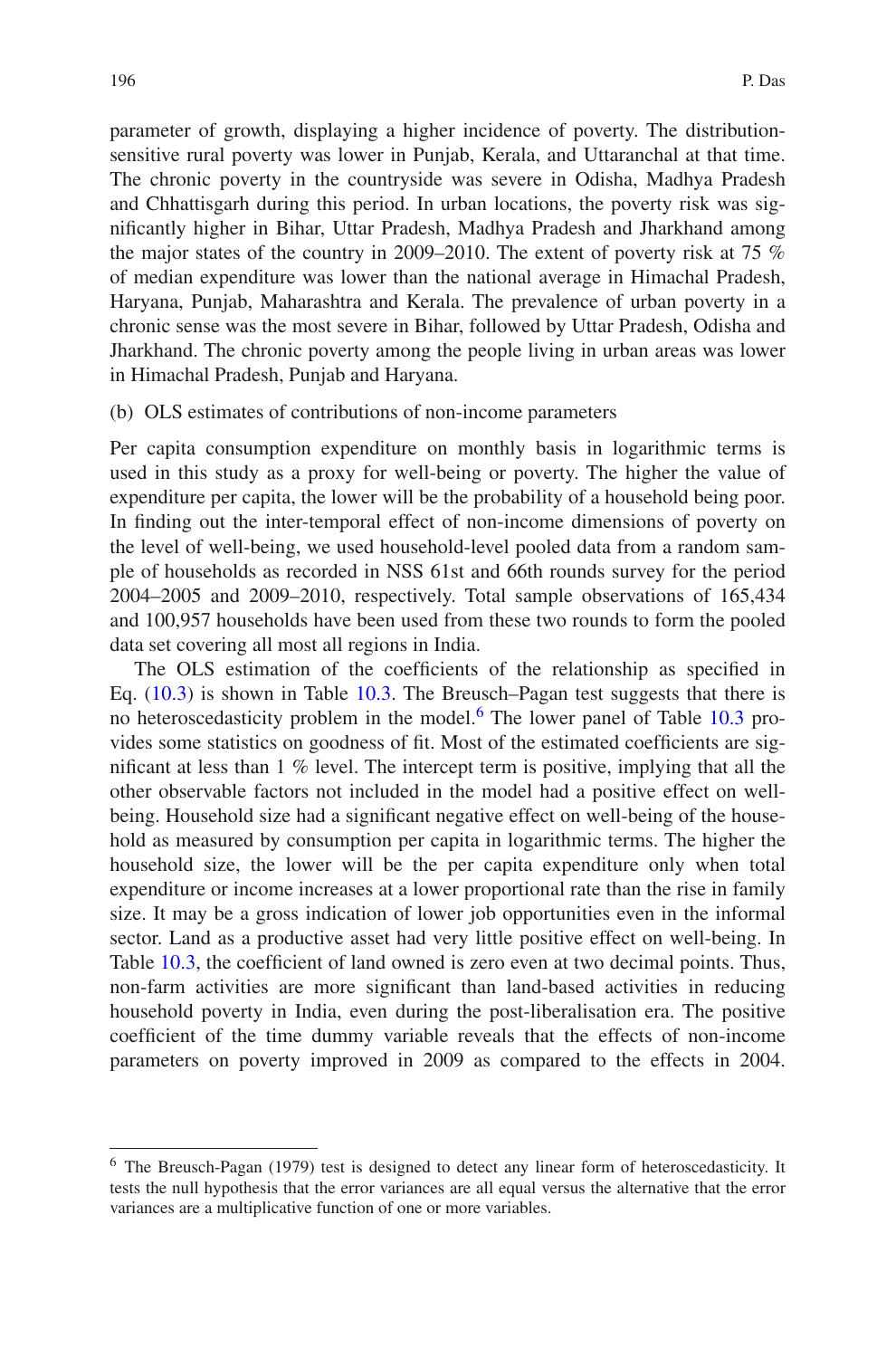parameter of growth, displaying a higher incidence of poverty. The distribution-sensitive rural poverty was lower in Punjab, Kerala, and Uttaranchal at that time. The chronic poverty in the countryside was severe in Odisha, Madhya Pradesh and Chhattisgarh during this period. In urban locations, the poverty risk was significantly higher in Bihar, Uttar Pradesh, Madhya Pradesh and Jharkhand among the major states of the country in 2009–2010. The extent of poverty risk at 75 % of median expenditure was lower than the national average in Himachal Pradesh, Haryana, Punjab, Maharashtra and Kerala. The prevalence of urban poverty in a chronic sense was the most severe in Bihar, followed by Uttar Pradesh, Odisha and Jharkhand. The chronic poverty among the people living in urban areas was lower in Himachal Pradesh, Punjab and Haryana.

(b) OLS estimates of contributions of non-income parameters

Per capita consumption expenditure on monthly basis in logarithmic terms is used in this study as a proxy for well-being or poverty. The higher the value of expenditure per capita, the lower will be the probability of a household being poor. In finding out the inter-temporal effect of non-income dimensions of poverty on the level of well-being, we used household-level pooled data from a random sample of households as recorded in NSS 61st and 66th rounds survey for the period 2004–2005 and 2009–2010, respectively. Total sample observations of 165,434 and 100,957 households have been used from these two rounds to form the pooled data set covering all most all regions in India.

The OLS estimation of the coefficients of the relationship as specified in Eq. (10.3) is shown in Table 10.3. The Breusch–Pagan test suggests that there is no heteroscedasticity problem in the model.[6] The lower panel of Table 10.3 provides some statistics on goodness of fit. Most of the estimated coefficients are significant at less than 1 % level. The intercept term is positive, implying that all the other observable factors not included in the model had a positive effect on well-being. Household size had a significant negative effect on well-being of the household as measured by consumption per capita in logarithmic terms. The higher the household size, the lower will be the per capita expenditure only when total expenditure or income increases at a lower proportional rate than the rise in family size. It may be a gross indication of lower job opportunities even in the informal sector. Land as a productive asset had very little positive effect on well-being. In Table 10.3, the coefficient of land owned is zero even at two decimal points. Thus, non-farm activities are more significant than land-based activities in reducing household poverty in India, even during the post-liberalisation era. The positive coefficient of the time dummy variable reveals that the effects of non-income parameters on poverty improved in 2009 as compared to the effects in 2004.

[6] The Breusch-Pagan (1979) test is designed to detect any linear form of heteroscedasticity. It tests the null hypothesis that the error variances are all equal versus the alternative that the error variances are a multiplicative function of one or more variables.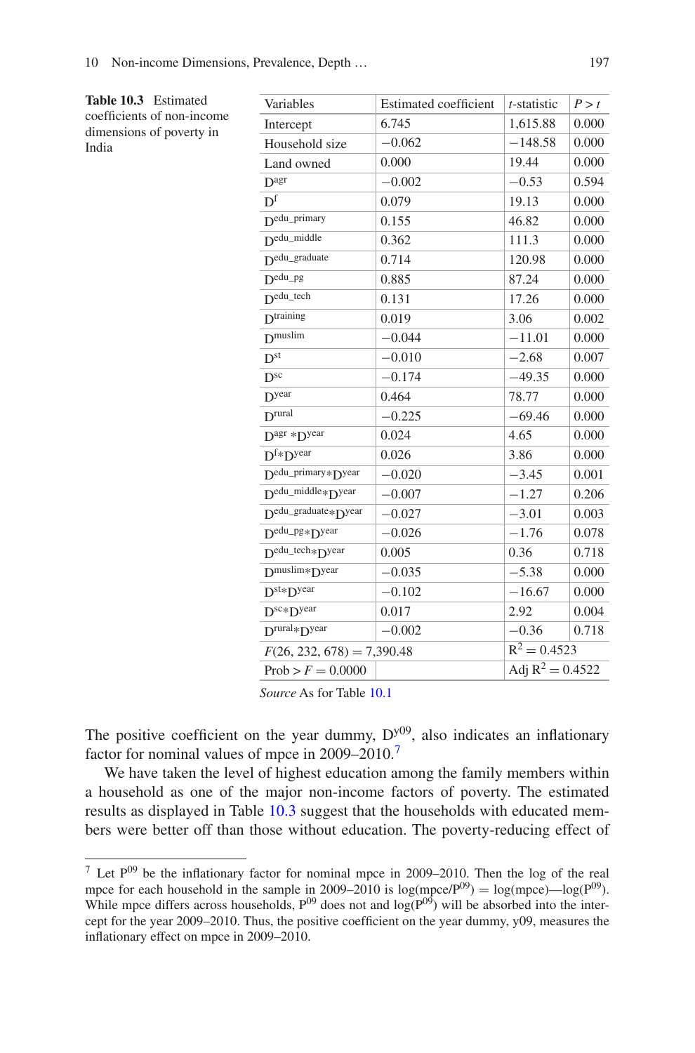**Table 10.3** Estimated coefficients of non-income dimensions of poverty in India

| Variables | Estimated coefficient | *t*-statistic | *P* > *t* |
|---|---|---|---|
| Intercept | 6.745 | 1,615.88 | 0.000 |
| Household size | −0.062 | −148.58 | 0.000 |
| Land owned | 0.000 | 19.44 | 0.000 |
| $D^{agr}$ | −0.002 | −0.53 | 0.594 |
| $D^{f}$ | 0.079 | 19.13 | 0.000 |
| $D^{edu\_primary}$ | 0.155 | 46.82 | 0.000 |
| $D^{edu\_middle}$ | 0.362 | 111.3 | 0.000 |
| $D^{edu\_graduate}$ | 0.714 | 120.98 | 0.000 |
| $D^{edu\_pg}$ | 0.885 | 87.24 | 0.000 |
| $D^{edu\_tech}$ | 0.131 | 17.26 | 0.000 |
| $D^{training}$ | 0.019 | 3.06 | 0.002 |
| $D^{muslim}$ | −0.044 | −11.01 | 0.000 |
| $D^{st}$ | −0.010 | −2.68 | 0.007 |
| $D^{sc}$ | −0.174 | −49.35 | 0.000 |
| $D^{year}$ | 0.464 | 78.77 | 0.000 |
| $D^{rural}$ | −0.225 | −69.46 | 0.000 |
| $D^{agr} * D^{year}$ | 0.024 | 4.65 | 0.000 |
| $D^{f} * D^{year}$ | 0.026 | 3.86 | 0.000 |
| $D^{edu\_primary} * D^{year}$ | −0.020 | −3.45 | 0.001 |
| $D^{edu\_middle} * D^{year}$ | −0.007 | −1.27 | 0.206 |
| $D^{edu\_graduate} * D^{year}$ | −0.027 | −3.01 | 0.003 |
| $D^{edu\_pg} * D^{year}$ | −0.026 | −1.76 | 0.078 |
| $D^{edu\_tech} * D^{year}$ | 0.005 | 0.36 | 0.718 |
| $D^{muslim} * D^{year}$ | −0.035 | −5.38 | 0.000 |
| $D^{st} * D^{year}$ | −0.102 | −16.67 | 0.000 |
| $D^{sc} * D^{year}$ | 0.017 | 2.92 | 0.004 |
| $D^{rural} * D^{year}$ | −0.002 | −0.36 | 0.718 |
| $F(26, 232, 678) = 7{,}390.48$ | | $R^2 = 0.4523$ | |
| Prob > $F = 0.0000$ | | Adj $R^2 = 0.4522$ | |

*Source* As for Table 10.1

The positive coefficient on the year dummy, $D^{y09}$, also indicates an inflationary factor for nominal values of mpce in 2009–2010.[7]

We have taken the level of highest education among the family members within a household as one of the major non-income factors of poverty. The estimated results as displayed in Table 10.3 suggest that the households with educated members were better off than those without education. The poverty-reducing effect of

---

[7] Let $P^{09}$ be the inflationary factor for nominal mpce in 2009–2010. Then the log of the real mpce for each household in the sample in 2009–2010 is $\log(\text{mpce}/P^{09}) = \log(\text{mpce}) - \log(P^{09})$. While mpce differs across households, $P^{09}$ does not and $\log(P^{09})$ will be absorbed into the intercept for the year 2009–2010. Thus, the positive coefficient on the year dummy, y09, measures the inflationary effect on mpce in 2009–2010.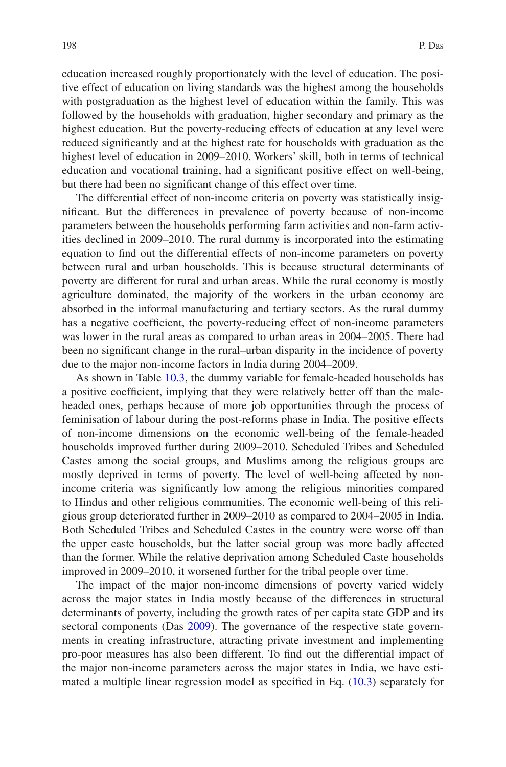education increased roughly proportionately with the level of education. The positive effect of education on living standards was the highest among the households with postgraduation as the highest level of education within the family. This was followed by the households with graduation, higher secondary and primary as the highest education. But the poverty-reducing effects of education at any level were reduced significantly and at the highest rate for households with graduation as the highest level of education in 2009–2010. Workers' skill, both in terms of technical education and vocational training, had a significant positive effect on well-being, but there had been no significant change of this effect over time.

The differential effect of non-income criteria on poverty was statistically insignificant. But the differences in prevalence of poverty because of non-income parameters between the households performing farm activities and non-farm activities declined in 2009–2010. The rural dummy is incorporated into the estimating equation to find out the differential effects of non-income parameters on poverty between rural and urban households. This is because structural determinants of poverty are different for rural and urban areas. While the rural economy is mostly agriculture dominated, the majority of the workers in the urban economy are absorbed in the informal manufacturing and tertiary sectors. As the rural dummy has a negative coefficient, the poverty-reducing effect of non-income parameters was lower in the rural areas as compared to urban areas in 2004–2005. There had been no significant change in the rural–urban disparity in the incidence of poverty due to the major non-income factors in India during 2004–2009.

As shown in Table 10.3, the dummy variable for female-headed households has a positive coefficient, implying that they were relatively better off than the male-headed ones, perhaps because of more job opportunities through the process of feminisation of labour during the post-reforms phase in India. The positive effects of non-income dimensions on the economic well-being of the female-headed households improved further during 2009–2010. Scheduled Tribes and Scheduled Castes among the social groups, and Muslims among the religious groups are mostly deprived in terms of poverty. The level of well-being affected by non-income criteria was significantly low among the religious minorities compared to Hindus and other religious communities. The economic well-being of this religious group deteriorated further in 2009–2010 as compared to 2004–2005 in India. Both Scheduled Tribes and Scheduled Castes in the country were worse off than the upper caste households, but the latter social group was more badly affected than the former. While the relative deprivation among Scheduled Caste households improved in 2009–2010, it worsened further for the tribal people over time.

The impact of the major non-income dimensions of poverty varied widely across the major states in India mostly because of the differences in structural determinants of poverty, including the growth rates of per capita state GDP and its sectoral components (Das 2009). The governance of the respective state governments in creating infrastructure, attracting private investment and implementing pro-poor measures has also been different. To find out the differential impact of the major non-income parameters across the major states in India, we have estimated a multiple linear regression model as specified in Eq. (10.3) separately for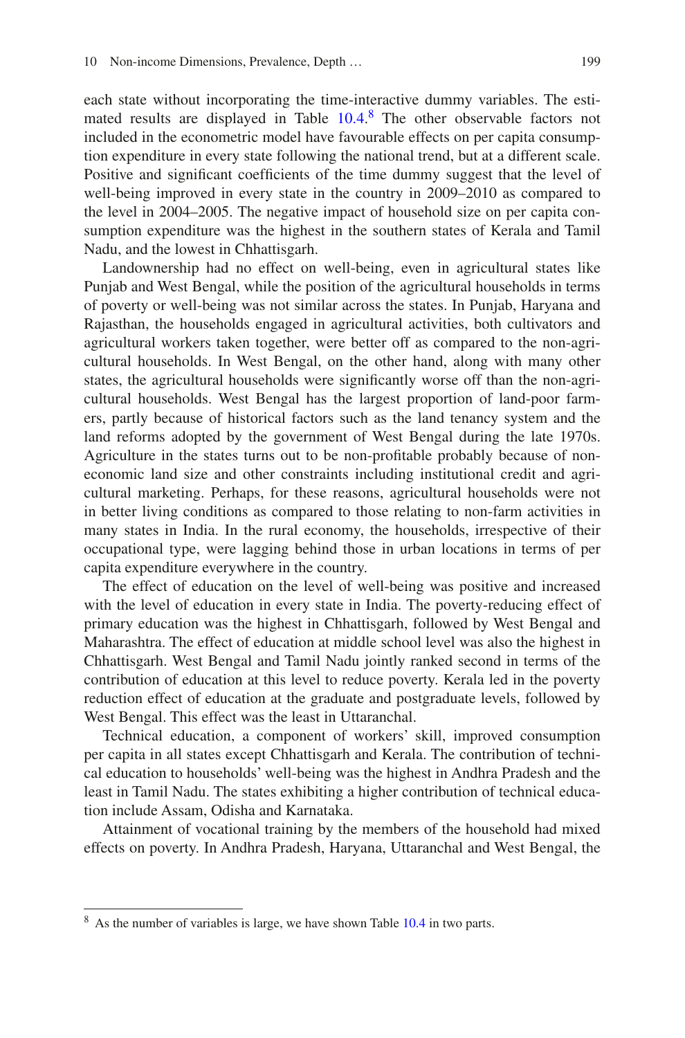each state without incorporating the time-interactive dummy variables. The estimated results are displayed in Table 10.4.[8] The other observable factors not included in the econometric model have favourable effects on per capita consumption expenditure in every state following the national trend, but at a different scale. Positive and significant coefficients of the time dummy suggest that the level of well-being improved in every state in the country in 2009–2010 as compared to the level in 2004–2005. The negative impact of household size on per capita consumption expenditure was the highest in the southern states of Kerala and Tamil Nadu, and the lowest in Chhattisgarh.

Landownership had no effect on well-being, even in agricultural states like Punjab and West Bengal, while the position of the agricultural households in terms of poverty or well-being was not similar across the states. In Punjab, Haryana and Rajasthan, the households engaged in agricultural activities, both cultivators and agricultural workers taken together, were better off as compared to the non-agricultural households. In West Bengal, on the other hand, along with many other states, the agricultural households were significantly worse off than the non-agricultural households. West Bengal has the largest proportion of land-poor farmers, partly because of historical factors such as the land tenancy system and the land reforms adopted by the government of West Bengal during the late 1970s. Agriculture in the states turns out to be non-profitable probably because of non-economic land size and other constraints including institutional credit and agricultural marketing. Perhaps, for these reasons, agricultural households were not in better living conditions as compared to those relating to non-farm activities in many states in India. In the rural economy, the households, irrespective of their occupational type, were lagging behind those in urban locations in terms of per capita expenditure everywhere in the country.

The effect of education on the level of well-being was positive and increased with the level of education in every state in India. The poverty-reducing effect of primary education was the highest in Chhattisgarh, followed by West Bengal and Maharashtra. The effect of education at middle school level was also the highest in Chhattisgarh. West Bengal and Tamil Nadu jointly ranked second in terms of the contribution of education at this level to reduce poverty. Kerala led in the poverty reduction effect of education at the graduate and postgraduate levels, followed by West Bengal. This effect was the least in Uttaranchal.

Technical education, a component of workers' skill, improved consumption per capita in all states except Chhattisgarh and Kerala. The contribution of technical education to households' well-being was the highest in Andhra Pradesh and the least in Tamil Nadu. The states exhibiting a higher contribution of technical education include Assam, Odisha and Karnataka.

Attainment of vocational training by the members of the household had mixed effects on poverty. In Andhra Pradesh, Haryana, Uttaranchal and West Bengal, the

[8] As the number of variables is large, we have shown Table 10.4 in two parts.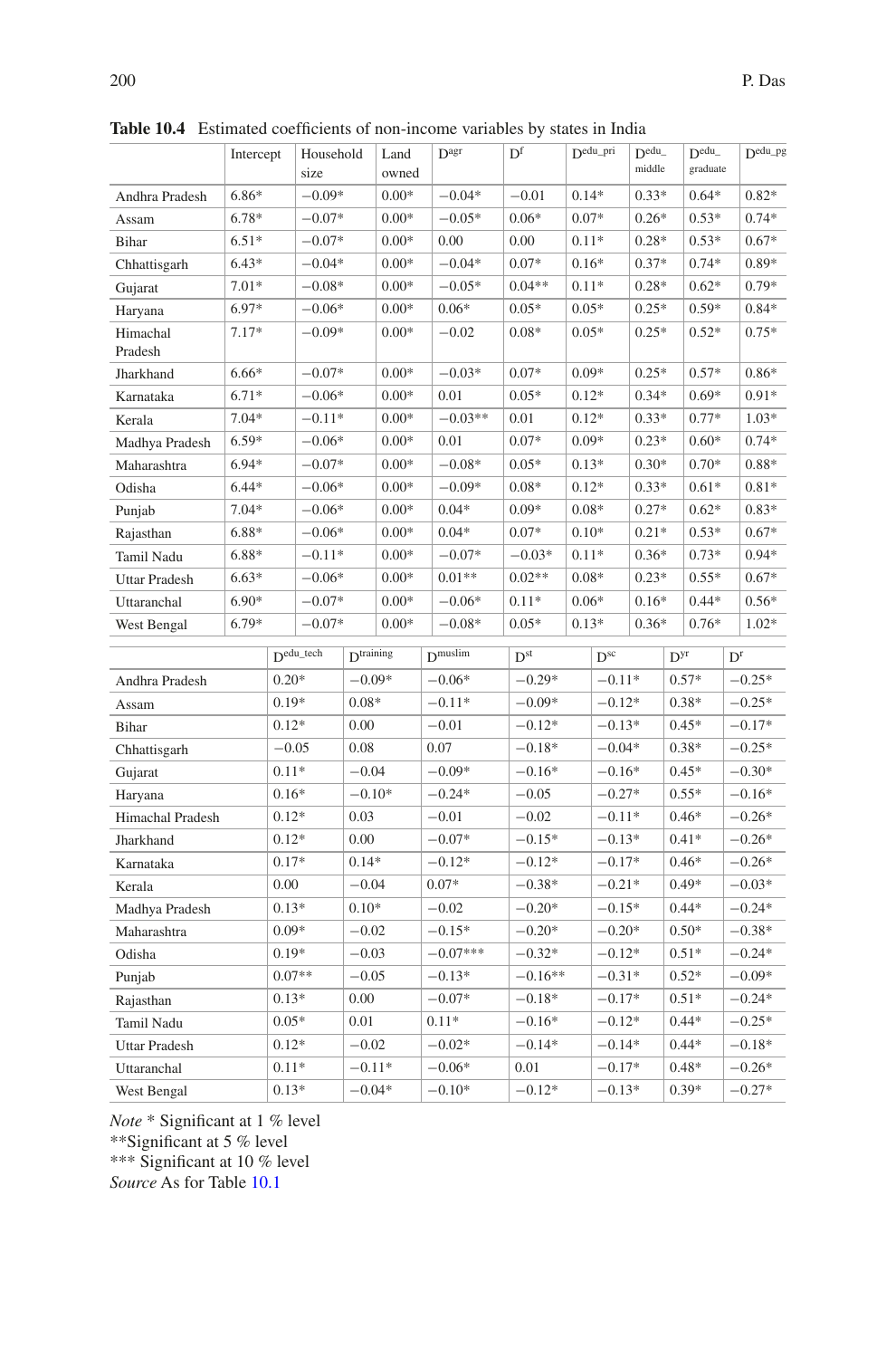**Table 10.4** Estimated coefficients of non-income variables by states in India

| | Intercept | Household size | Land owned | $D^{agr}$ | $D^{f}$ | $D^{edu\_pri}$ | $D^{edu\_middle}$ | $D^{edu\_graduate}$ | $D^{edu\_pg}$ |
|---|---|---|---|---|---|---|---|---|---|
| Andhra Pradesh | 6.86* | −0.09* | 0.00* | −0.04* | −0.01 | 0.14* | 0.33* | 0.64* | 0.82* |
| Assam | 6.78* | −0.07* | 0.00* | −0.05* | 0.06* | 0.07* | 0.26* | 0.53* | 0.74* |
| Bihar | 6.51* | −0.07* | 0.00* | 0.00 | 0.00 | 0.11* | 0.28* | 0.53* | 0.67* |
| Chhattisgarh | 6.43* | −0.04* | 0.00* | −0.04* | 0.07* | 0.16* | 0.37* | 0.74* | 0.89* |
| Gujarat | 7.01* | −0.08* | 0.00* | −0.05* | 0.04** | 0.11* | 0.28* | 0.62* | 0.79* |
| Haryana | 6.97* | −0.06* | 0.00* | 0.06* | 0.05* | 0.05* | 0.25* | 0.59* | 0.84* |
| Himachal Pradesh | 7.17* | −0.09* | 0.00* | −0.02 | 0.08* | 0.05* | 0.25* | 0.52* | 0.75* |
| Jharkhand | 6.66* | −0.07* | 0.00* | −0.03* | 0.07* | 0.09* | 0.25* | 0.57* | 0.86* |
| Karnataka | 6.71* | −0.06* | 0.00* | 0.01 | 0.05* | 0.12* | 0.34* | 0.69* | 0.91* |
| Kerala | 7.04* | −0.11* | 0.00* | −0.03** | 0.01 | 0.12* | 0.33* | 0.77* | 1.03* |
| Madhya Pradesh | 6.59* | −0.06* | 0.00* | 0.01 | 0.07* | 0.09* | 0.23* | 0.60* | 0.74* |
| Maharashtra | 6.94* | −0.07* | 0.00* | −0.08* | 0.05* | 0.13* | 0.30* | 0.70* | 0.88* |
| Odisha | 6.44* | −0.06* | 0.00* | −0.09* | 0.08* | 0.12* | 0.33* | 0.61* | 0.81* |
| Punjab | 7.04* | −0.06* | 0.00* | 0.04* | 0.09* | 0.08* | 0.27* | 0.62* | 0.83* |
| Rajasthan | 6.88* | −0.06* | 0.00* | 0.04* | 0.07* | 0.10* | 0.21* | 0.53* | 0.67* |
| Tamil Nadu | 6.88* | −0.11* | 0.00* | −0.07* | −0.03* | 0.11* | 0.36* | 0.73* | 0.94* |
| Uttar Pradesh | 6.63* | −0.06* | 0.00* | 0.01** | 0.02** | 0.08* | 0.23* | 0.55* | 0.67* |
| Uttaranchal | 6.90* | −0.07* | 0.00* | −0.06* | 0.11* | 0.06* | 0.16* | 0.44* | 0.56* |
| West Bengal | 6.79* | −0.07* | 0.00* | −0.08* | 0.05* | 0.13* | 0.36* | 0.76* | 1.02* |

| | $D^{edu\_tech}$ | $D^{training}$ | $D^{muslim}$ | $D^{st}$ | $D^{sc}$ | $D^{yr}$ | $D^{r}$ |
|---|---|---|---|---|---|---|---|
| Andhra Pradesh | 0.20* | −0.09* | −0.06* | −0.29* | −0.11* | 0.57* | −0.25* |
| Assam | 0.19* | 0.08* | −0.11* | −0.09* | −0.12* | 0.38* | −0.25* |
| Bihar | 0.12* | 0.00 | −0.01 | −0.12* | −0.13* | 0.45* | −0.17* |
| Chhattisgarh | −0.05 | 0.08 | 0.07 | −0.18* | −0.04* | 0.38* | −0.25* |
| Gujarat | 0.11* | −0.04 | −0.09* | −0.16* | −0.16* | 0.45* | −0.30* |
| Haryana | 0.16* | −0.10* | −0.24* | −0.05 | −0.27* | 0.55* | −0.16* |
| Himachal Pradesh | 0.12* | 0.03 | −0.01 | −0.02 | −0.11* | 0.46* | −0.26* |
| Jharkhand | 0.12* | 0.00 | −0.07* | −0.15* | −0.13* | 0.41* | −0.26* |
| Karnataka | 0.17* | 0.14* | −0.12* | −0.12* | −0.17* | 0.46* | −0.26* |
| Kerala | 0.00 | −0.04 | 0.07* | −0.38* | −0.21* | 0.49* | −0.03* |
| Madhya Pradesh | 0.13* | 0.10* | −0.02 | −0.20* | −0.15* | 0.44* | −0.24* |
| Maharashtra | 0.09* | −0.02 | −0.15* | −0.20* | −0.20* | 0.50* | −0.38* |
| Odisha | 0.19* | −0.03 | −0.07*** | −0.32* | −0.12* | 0.51* | −0.24* |
| Punjab | 0.07** | −0.05 | −0.13* | −0.16** | −0.31* | 0.52* | −0.09* |
| Rajasthan | 0.13* | 0.00 | −0.07* | −0.18* | −0.17* | 0.51* | −0.24* |
| Tamil Nadu | 0.05* | 0.01 | 0.11* | −0.16* | −0.12* | 0.44* | −0.25* |
| Uttar Pradesh | 0.12* | −0.02 | −0.02* | −0.14* | −0.14* | 0.44* | −0.18* |
| Uttaranchal | 0.11* | −0.11* | −0.06* | 0.01 | −0.17* | 0.48* | −0.26* |
| West Bengal | 0.13* | −0.04* | −0.10* | −0.12* | −0.13* | 0.39* | −0.27* |

*Note* * Significant at 1 % level
**Significant at 5 % level
*** Significant at 10 % level
*Source* As for Table 10.1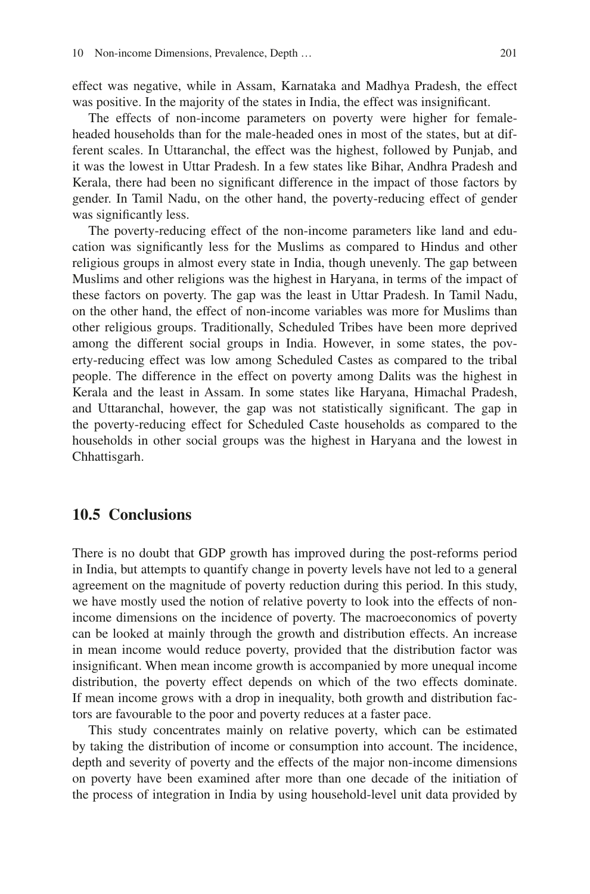effect was negative, while in Assam, Karnataka and Madhya Pradesh, the effect was positive. In the majority of the states in India, the effect was insignificant.

The effects of non-income parameters on poverty were higher for female-headed households than for the male-headed ones in most of the states, but at different scales. In Uttaranchal, the effect was the highest, followed by Punjab, and it was the lowest in Uttar Pradesh. In a few states like Bihar, Andhra Pradesh and Kerala, there had been no significant difference in the impact of those factors by gender. In Tamil Nadu, on the other hand, the poverty-reducing effect of gender was significantly less.

The poverty-reducing effect of the non-income parameters like land and education was significantly less for the Muslims as compared to Hindus and other religious groups in almost every state in India, though unevenly. The gap between Muslims and other religions was the highest in Haryana, in terms of the impact of these factors on poverty. The gap was the least in Uttar Pradesh. In Tamil Nadu, on the other hand, the effect of non-income variables was more for Muslims than other religious groups. Traditionally, Scheduled Tribes have been more deprived among the different social groups in India. However, in some states, the poverty-reducing effect was low among Scheduled Castes as compared to the tribal people. The difference in the effect on poverty among Dalits was the highest in Kerala and the least in Assam. In some states like Haryana, Himachal Pradesh, and Uttaranchal, however, the gap was not statistically significant. The gap in the poverty-reducing effect for Scheduled Caste households as compared to the households in other social groups was the highest in Haryana and the lowest in Chhattisgarh.

## 10.5 Conclusions

There is no doubt that GDP growth has improved during the post-reforms period in India, but attempts to quantify change in poverty levels have not led to a general agreement on the magnitude of poverty reduction during this period. In this study, we have mostly used the notion of relative poverty to look into the effects of non-income dimensions on the incidence of poverty. The macroeconomics of poverty can be looked at mainly through the growth and distribution effects. An increase in mean income would reduce poverty, provided that the distribution factor was insignificant. When mean income growth is accompanied by more unequal income distribution, the poverty effect depends on which of the two effects dominate. If mean income grows with a drop in inequality, both growth and distribution factors are favourable to the poor and poverty reduces at a faster pace.

This study concentrates mainly on relative poverty, which can be estimated by taking the distribution of income or consumption into account. The incidence, depth and severity of poverty and the effects of the major non-income dimensions on poverty have been examined after more than one decade of the initiation of the process of integration in India by using household-level unit data provided by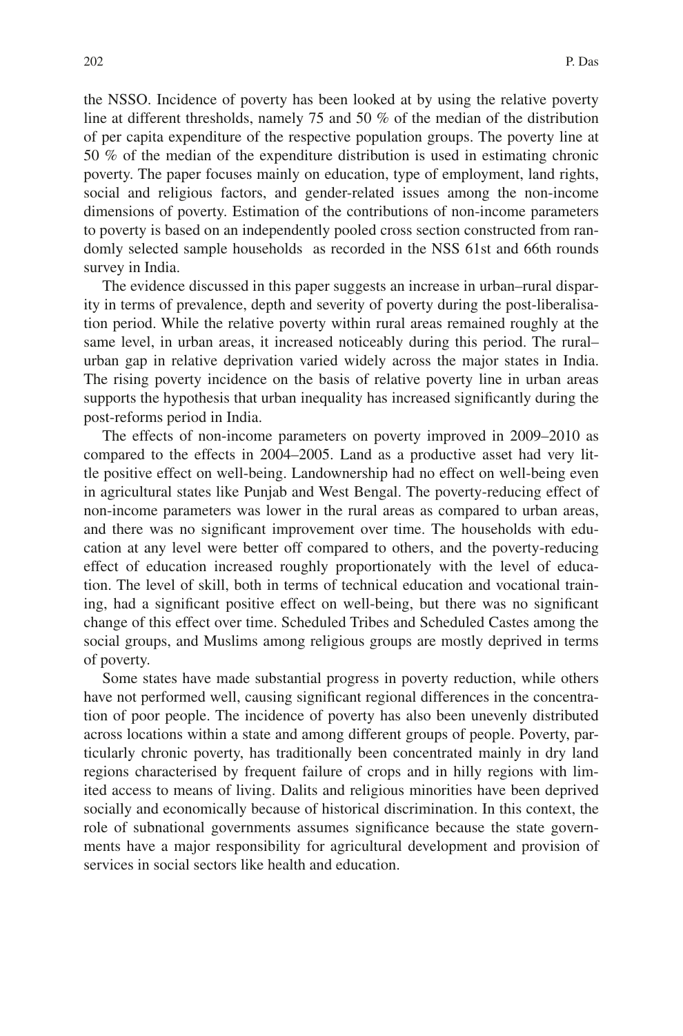the NSSO. Incidence of poverty has been looked at by using the relative poverty line at different thresholds, namely 75 and 50 % of the median of the distribution of per capita expenditure of the respective population groups. The poverty line at 50 % of the median of the expenditure distribution is used in estimating chronic poverty. The paper focuses mainly on education, type of employment, land rights, social and religious factors, and gender-related issues among the non-income dimensions of poverty. Estimation of the contributions of non-income parameters to poverty is based on an independently pooled cross section constructed from randomly selected sample households as recorded in the NSS 61st and 66th rounds survey in India.

The evidence discussed in this paper suggests an increase in urban–rural disparity in terms of prevalence, depth and severity of poverty during the post-liberalisation period. While the relative poverty within rural areas remained roughly at the same level, in urban areas, it increased noticeably during this period. The rural–urban gap in relative deprivation varied widely across the major states in India. The rising poverty incidence on the basis of relative poverty line in urban areas supports the hypothesis that urban inequality has increased significantly during the post-reforms period in India.

The effects of non-income parameters on poverty improved in 2009–2010 as compared to the effects in 2004–2005. Land as a productive asset had very little positive effect on well-being. Landownership had no effect on well-being even in agricultural states like Punjab and West Bengal. The poverty-reducing effect of non-income parameters was lower in the rural areas as compared to urban areas, and there was no significant improvement over time. The households with education at any level were better off compared to others, and the poverty-reducing effect of education increased roughly proportionately with the level of education. The level of skill, both in terms of technical education and vocational training, had a significant positive effect on well-being, but there was no significant change of this effect over time. Scheduled Tribes and Scheduled Castes among the social groups, and Muslims among religious groups are mostly deprived in terms of poverty.

Some states have made substantial progress in poverty reduction, while others have not performed well, causing significant regional differences in the concentration of poor people. The incidence of poverty has also been unevenly distributed across locations within a state and among different groups of people. Poverty, particularly chronic poverty, has traditionally been concentrated mainly in dry land regions characterised by frequent failure of crops and in hilly regions with limited access to means of living. Dalits and religious minorities have been deprived socially and economically because of historical discrimination. In this context, the role of subnational governments assumes significance because the state governments have a major responsibility for agricultural development and provision of services in social sectors like health and education.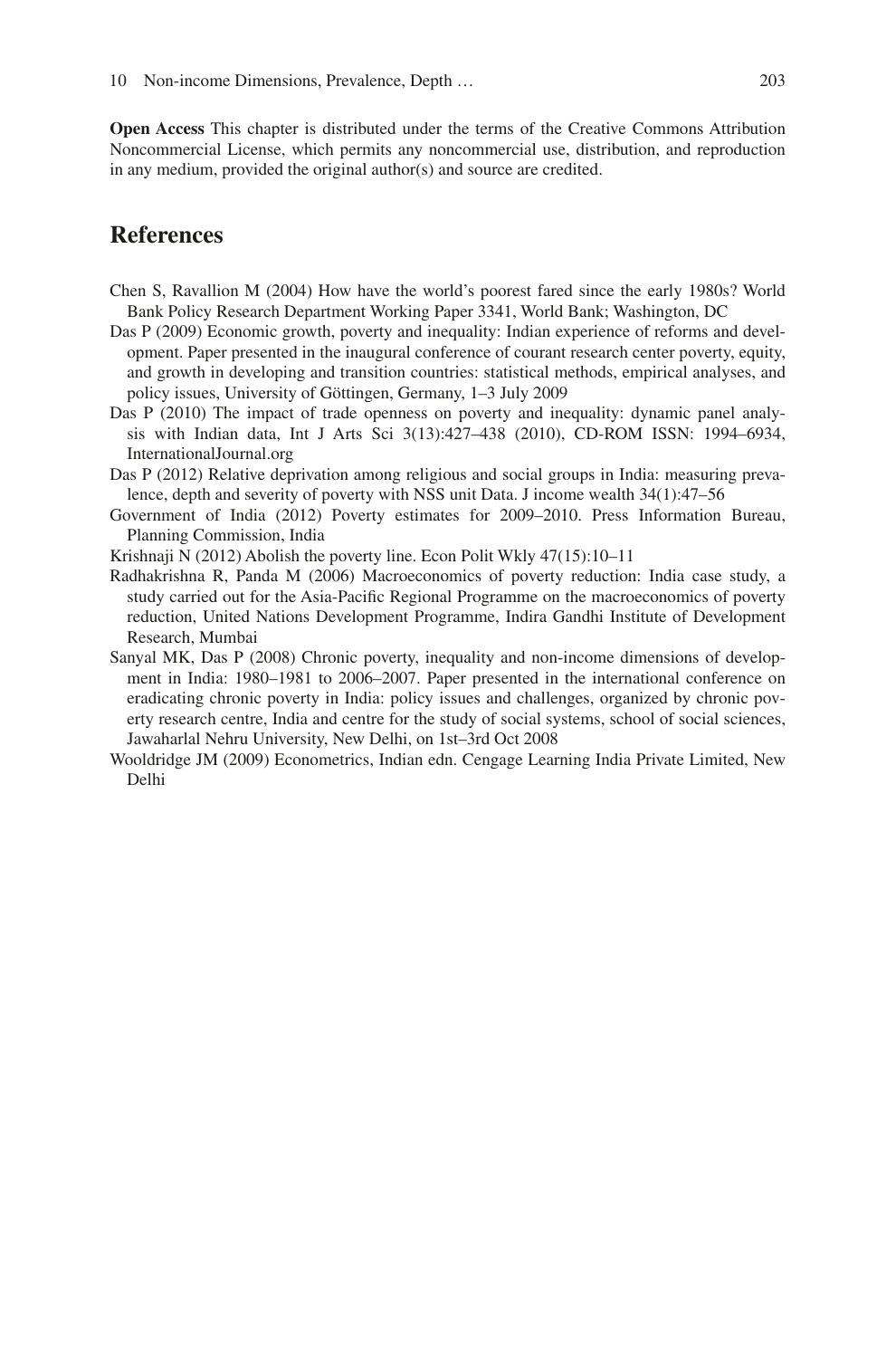**Open Access** This chapter is distributed under the terms of the Creative Commons Attribution Noncommercial License, which permits any noncommercial use, distribution, and reproduction in any medium, provided the original author(s) and source are credited.

## References

Chen S, Ravallion M (2004) How have the world's poorest fared since the early 1980s? World Bank Policy Research Department Working Paper 3341, World Bank; Washington, DC

Das P (2009) Economic growth, poverty and inequality: Indian experience of reforms and development. Paper presented in the inaugural conference of courant research center poverty, equity, and growth in developing and transition countries: statistical methods, empirical analyses, and policy issues, University of Göttingen, Germany, 1–3 July 2009

Das P (2010) The impact of trade openness on poverty and inequality: dynamic panel analysis with Indian data, Int J Arts Sci 3(13):427–438 (2010), CD-ROM ISSN: 1994–6934, InternationalJournal.org

Das P (2012) Relative deprivation among religious and social groups in India: measuring prevalence, depth and severity of poverty with NSS unit Data. J income wealth 34(1):47–56

Government of India (2012) Poverty estimates for 2009–2010. Press Information Bureau, Planning Commission, India

Krishnaji N (2012) Abolish the poverty line. Econ Polit Wkly 47(15):10–11

Radhakrishna R, Panda M (2006) Macroeconomics of poverty reduction: India case study, a study carried out for the Asia-Pacific Regional Programme on the macroeconomics of poverty reduction, United Nations Development Programme, Indira Gandhi Institute of Development Research, Mumbai

Sanyal MK, Das P (2008) Chronic poverty, inequality and non-income dimensions of development in India: 1980–1981 to 2006–2007. Paper presented in the international conference on eradicating chronic poverty in India: policy issues and challenges, organized by chronic poverty research centre, India and centre for the study of social systems, school of social sciences, Jawaharlal Nehru University, New Delhi, on 1st–3rd Oct 2008

Wooldridge JM (2009) Econometrics, Indian edn. Cengage Learning India Private Limited, New Delhi